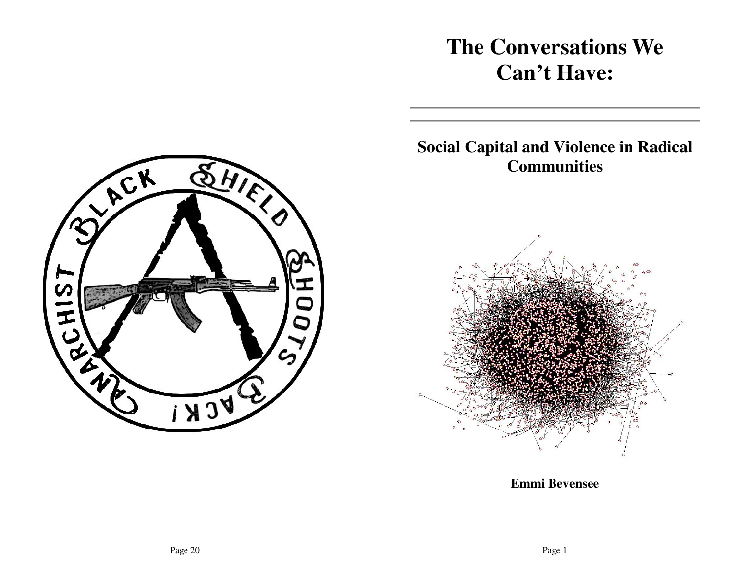# The Conversations We Can't Have:

## Social Capital and Violence in Radical Communities

**Emmi Bevensee**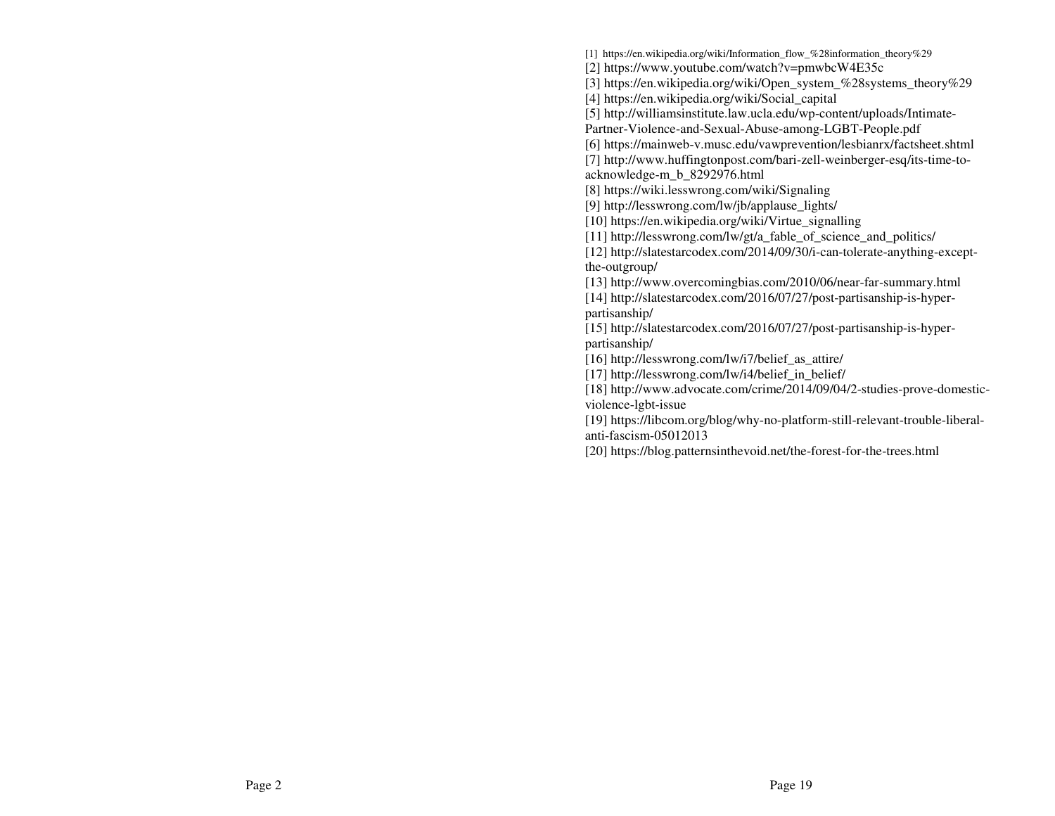[1] https://en.wikipedia.org/wiki/Information_flow_%28information_theory%29
[2] https://www.youtube.com/watch?v=pmwbcW4E35c
[3] https://en.wikipedia.org/wiki/Open_system_%28systems_theory%29
[4] https://en.wikipedia.org/wiki/Social_capital
[5] http://williamsinstitute.law.ucla.edu/wp-content/uploads/Intimate-Partner-Violence-and-Sexual-Abuse-among-LGBT-People.pdf
[6] https://mainweb-v.musc.edu/vawprevention/lesbianrx/factsheet.shtml
[7] http://www.huffingtonpost.com/bari-zell-weinberger-esq/its-time-to-acknowledge-m_b_8292976.html
[8] https://wiki.lesswrong.com/wiki/Signaling
[9] http://lesswrong.com/lw/jb/applause_lights/
[10] https://en.wikipedia.org/wiki/Virtue_signalling
[11] http://lesswrong.com/lw/gt/a_fable_of_science_and_politics/
[12] http://slatestarcodex.com/2014/09/30/i-can-tolerate-anything-except-the-outgroup/
[13] http://www.overcomingbias.com/2010/06/near-far-summary.html
[14] http://slatestarcodex.com/2016/07/27/post-partisanship-is-hyper-partisanship/
[15] http://slatestarcodex.com/2016/07/27/post-partisanship-is-hyper-partisanship/
[16] http://lesswrong.com/lw/i7/belief_as_attire/
[17] http://lesswrong.com/lw/i4/belief_in_belief/
[18] http://www.advocate.com/crime/2014/09/04/2-studies-prove-domestic-violence-lgbt-issue
[19] https://libcom.org/blog/why-no-platform-still-relevant-trouble-liberal-anti-fascism-05012013
[20] https://blog.patternsinthevoid.net/the-forest-for-the-trees.html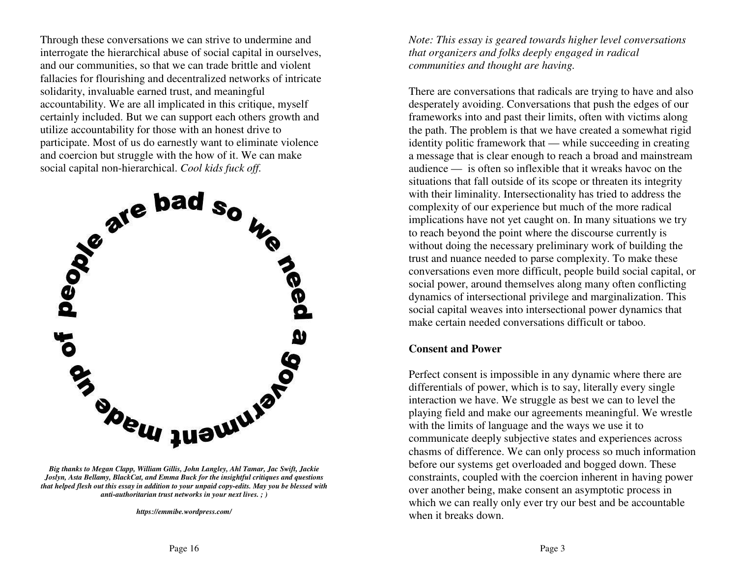Through these conversations we can strive to undermine and interrogate the hierarchical abuse of social capital in ourselves, and our communities, so that we can trade brittle and violent fallacies for flourishing and decentralized networks of intricate solidarity, invaluable earned trust, and meaningful accountability. We are all implicated in this critique, myself certainly included. But we can support each others growth and utilize accountability for those with an honest drive to participate. Most of us do earnestly want to eliminate violence and coercion but struggle with the how of it. We can make social capital non-hierarchical. *Cool kids fuck off.*

people are bad so we need a government made up of

***Big thanks to Megan Clapp, William Gillis, John Langley, Ahl Tamar, Jac Swift, Jackie Joslyn, Asta Bellamy, BlackCat, and Emma Buck for the insightful critiques and questions that helped flesh out this essay in addition to your unpaid copy-edits. May you be blessed with anti-authoritarian trust networks in your next lives. ; )***

***https://emmibe.wordpress.com/***

*Note: This essay is geared towards higher level conversations that organizers and folks deeply engaged in radical communities and thought are having.*

There are conversations that radicals are trying to have and also desperately avoiding. Conversations that push the edges of our frameworks into and past their limits, often with victims along the path. The problem is that we have created a somewhat rigid identity politic framework that — while succeeding in creating a message that is clear enough to reach a broad and mainstream audience — is often so inflexible that it wreaks havoc on the situations that fall outside of its scope or threaten its integrity with their liminality. Intersectionality has tried to address the complexity of our experience but much of the more radical implications have not yet caught on. In many situations we try to reach beyond the point where the discourse currently is without doing the necessary preliminary work of building the trust and nuance needed to parse complexity. To make these conversations even more difficult, people build social capital, or social power, around themselves along many often conflicting dynamics of intersectional privilege and marginalization. This social capital weaves into intersectional power dynamics that make certain needed conversations difficult or taboo.

**Consent and Power**

Perfect consent is impossible in any dynamic where there are differentials of power, which is to say, literally every single interaction we have. We struggle as best we can to level the playing field and make our agreements meaningful. We wrestle with the limits of language and the ways we use it to communicate deeply subjective states and experiences across chasms of difference. We can only process so much information before our systems get overloaded and bogged down. These constraints, coupled with the coercion inherent in having power over another being, make consent an asymptotic process in which we can really only ever try our best and be accountable when it breaks down.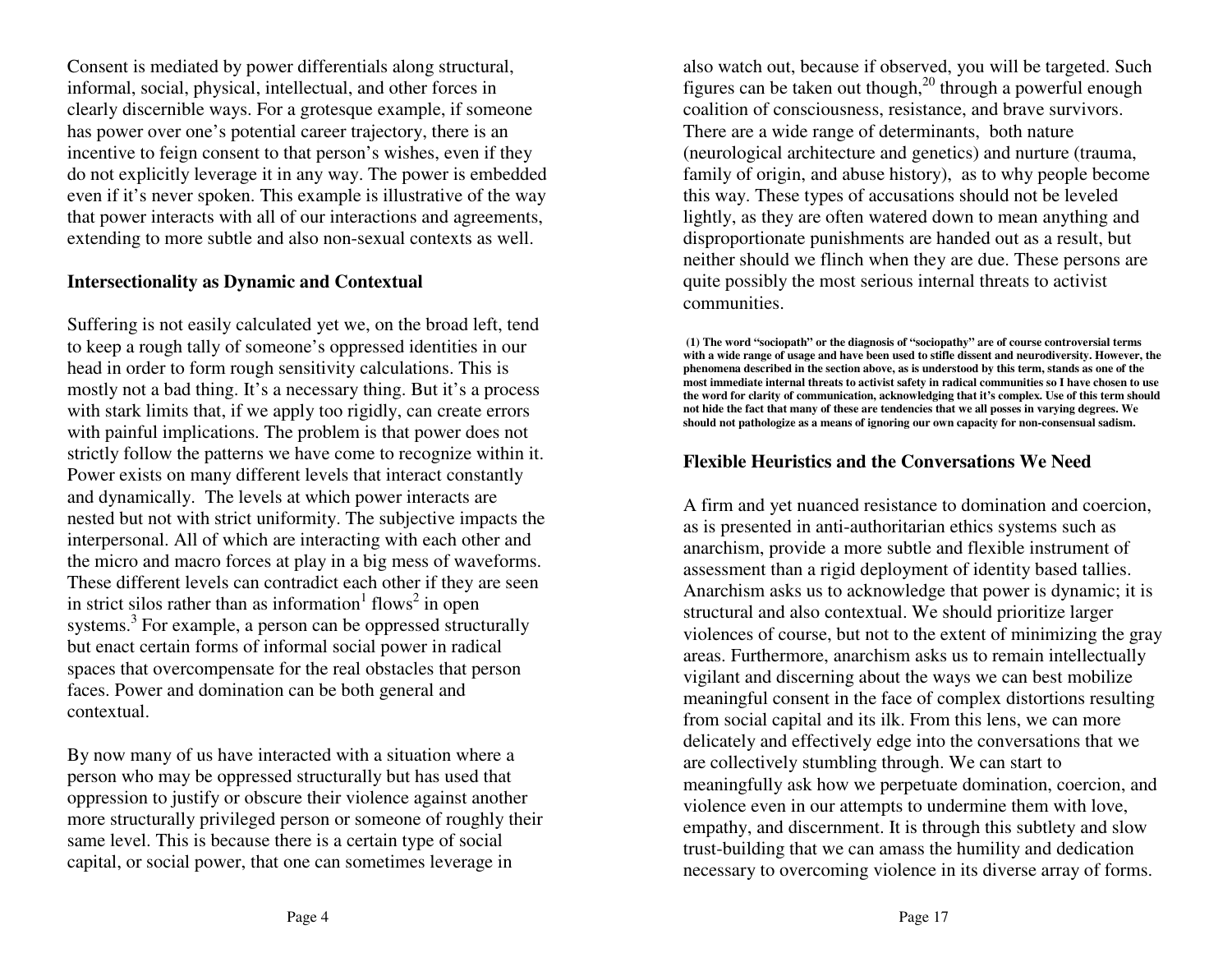Consent is mediated by power differentials along structural, informal, social, physical, intellectual, and other forces in clearly discernible ways. For a grotesque example, if someone has power over one's potential career trajectory, there is an incentive to feign consent to that person's wishes, even if they do not explicitly leverage it in any way. The power is embedded even if it's never spoken. This example is illustrative of the way that power interacts with all of our interactions and agreements, extending to more subtle and also non-sexual contexts as well.

**Intersectionality as Dynamic and Contextual**

Suffering is not easily calculated yet we, on the broad left, tend to keep a rough tally of someone's oppressed identities in our head in order to form rough sensitivity calculations. This is mostly not a bad thing. It's a necessary thing. But it's a process with stark limits that, if we apply too rigidly, can create errors with painful implications. The problem is that power does not strictly follow the patterns we have come to recognize within it. Power exists on many different levels that interact constantly and dynamically. The levels at which power interacts are nested but not with strict uniformity. The subjective impacts the interpersonal. All of which are interacting with each other and the micro and macro forces at play in a big mess of waveforms. These different levels can contradict each other if they are seen in strict silos rather than as information[1] flows[2] in open systems.[3] For example, a person can be oppressed structurally but enact certain forms of informal social power in radical spaces that overcompensate for the real obstacles that person faces. Power and domination can be both general and contextual.

By now many of us have interacted with a situation where a person who may be oppressed structurally but has used that oppression to justify or obscure their violence against another more structurally privileged person or someone of roughly their same level. This is because there is a certain type of social capital, or social power, that one can sometimes leverage in

also watch out, because if observed, you will be targeted. Such figures can be taken out though,[20] through a powerful enough coalition of consciousness, resistance, and brave survivors. There are a wide range of determinants, both nature (neurological architecture and genetics) and nurture (trauma, family of origin, and abuse history), as to why people become this way. These types of accusations should not be leveled lightly, as they are often watered down to mean anything and disproportionate punishments are handed out as a result, but neither should we flinch when they are due. These persons are quite possibly the most serious internal threats to activist communities.

**(1) The word "sociopath" or the diagnosis of "sociopathy" are of course controversial terms with a wide range of usage and have been used to stifle dissent and neurodiversity. However, the phenomena described in the section above, as is understood by this term, stands as one of the most immediate internal threats to activist safety in radical communities so I have chosen to use the word for clarity of communication, acknowledging that it's complex. Use of this term should not hide the fact that many of these are tendencies that we all posses in varying degrees. We should not pathologize as a means of ignoring our own capacity for non-consensual sadism.**

**Flexible Heuristics and the Conversations We Need**

A firm and yet nuanced resistance to domination and coercion, as is presented in anti-authoritarian ethics systems such as anarchism, provide a more subtle and flexible instrument of assessment than a rigid deployment of identity based tallies. Anarchism asks us to acknowledge that power is dynamic; it is structural and also contextual. We should prioritize larger violences of course, but not to the extent of minimizing the gray areas. Furthermore, anarchism asks us to remain intellectually vigilant and discerning about the ways we can best mobilize meaningful consent in the face of complex distortions resulting from social capital and its ilk. From this lens, we can more delicately and effectively edge into the conversations that we are collectively stumbling through. We can start to meaningfully ask how we perpetuate domination, coercion, and violence even in our attempts to undermine them with love, empathy, and discernment. It is through this subtlety and slow trust-building that we can amass the humility and dedication necessary to overcoming violence in its diverse array of forms.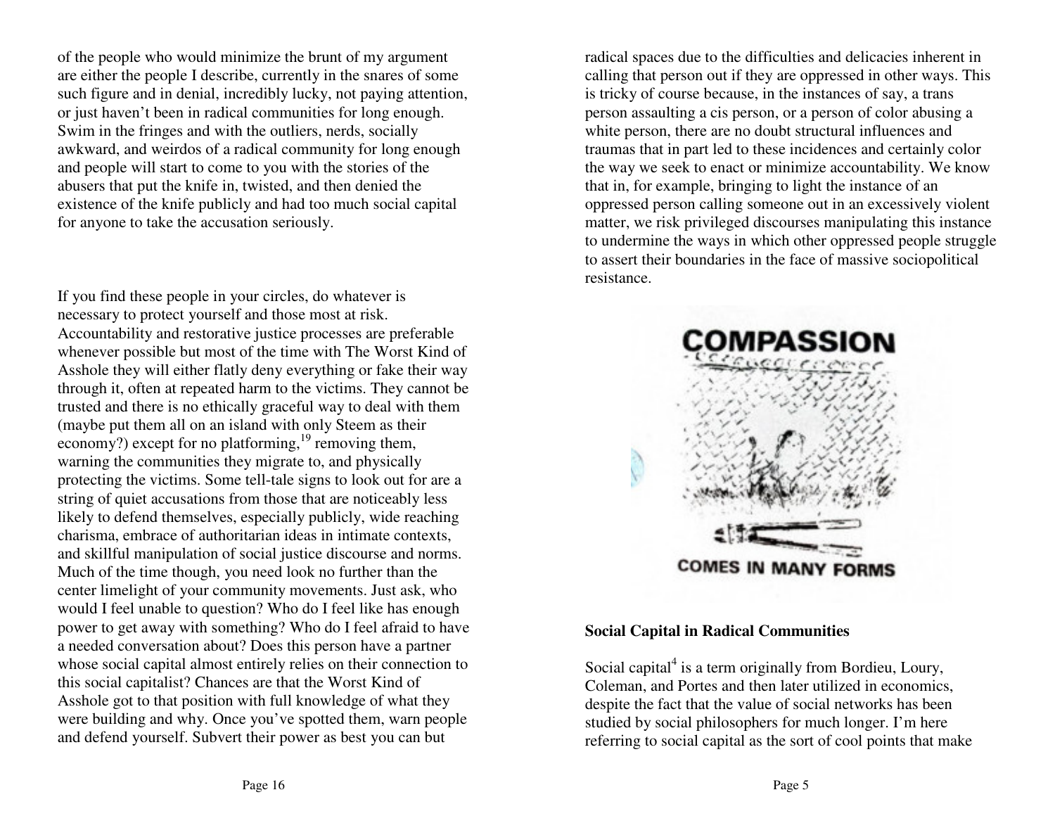of the people who would minimize the brunt of my argument are either the people I describe, currently in the snares of some such figure and in denial, incredibly lucky, not paying attention, or just haven't been in radical communities for long enough. Swim in the fringes and with the outliers, nerds, socially awkward, and weirdos of a radical community for long enough and people will start to come to you with the stories of the abusers that put the knife in, twisted, and then denied the existence of the knife publicly and had too much social capital for anyone to take the accusation seriously.

If you find these people in your circles, do whatever is necessary to protect yourself and those most at risk. Accountability and restorative justice processes are preferable whenever possible but most of the time with The Worst Kind of Asshole they will either flatly deny everything or fake their way through it, often at repeated harm to the victims. They cannot be trusted and there is no ethically graceful way to deal with them (maybe put them all on an island with only Steem as their economy?) except for no platforming,[19] removing them, warning the communities they migrate to, and physically protecting the victims. Some tell-tale signs to look out for are a string of quiet accusations from those that are noticeably less likely to defend themselves, especially publicly, wide reaching charisma, embrace of authoritarian ideas in intimate contexts, and skillful manipulation of social justice discourse and norms. Much of the time though, you need look no further than the center limelight of your community movements. Just ask, who would I feel unable to question? Who do I feel like has enough power to get away with something? Who do I feel afraid to have a needed conversation about? Does this person have a partner whose social capital almost entirely relies on their connection to this social capitalist? Chances are that the Worst Kind of Asshole got to that position with full knowledge of what they were building and why. Once you've spotted them, warn people and defend yourself. Subvert their power as best you can but

radical spaces due to the difficulties and delicacies inherent in calling that person out if they are oppressed in other ways. This is tricky of course because, in the instances of say, a trans person assaulting a cis person, or a person of color abusing a white person, there are no doubt structural influences and traumas that in part led to these incidences and certainly color the way we seek to enact or minimize accountability. We know that in, for example, bringing to light the instance of an oppressed person calling someone out in an excessively violent matter, we risk privileged discourses manipulating this instance to undermine the ways in which other oppressed people struggle to assert their boundaries in the face of massive sociopolitical resistance.

COMPASSION

COMES IN MANY FORMS

**Social Capital in Radical Communities**

Social capital[4] is a term originally from Bordieu, Loury, Coleman, and Portes and then later utilized in economics, despite the fact that the value of social networks has been studied by social philosophers for much longer. I'm here referring to social capital as the sort of cool points that make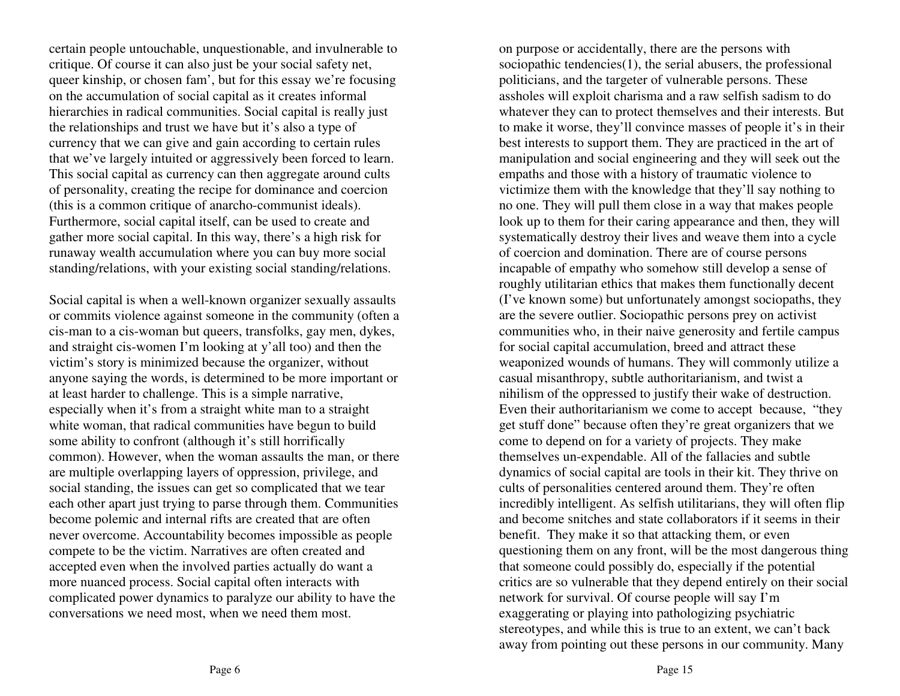certain people untouchable, unquestionable, and invulnerable to critique. Of course it can also just be your social safety net, queer kinship, or chosen fam', but for this essay we're focusing on the accumulation of social capital as it creates informal hierarchies in radical communities. Social capital is really just the relationships and trust we have but it's also a type of currency that we can give and gain according to certain rules that we've largely intuited or aggressively been forced to learn. This social capital as currency can then aggregate around cults of personality, creating the recipe for dominance and coercion (this is a common critique of anarcho-communist ideals). Furthermore, social capital itself, can be used to create and gather more social capital. In this way, there's a high risk for runaway wealth accumulation where you can buy more social standing/relations, with your existing social standing/relations.

Social capital is when a well-known organizer sexually assaults or commits violence against someone in the community (often a cis-man to a cis-woman but queers, transfolks, gay men, dykes, and straight cis-women I'm looking at y'all too) and then the victim's story is minimized because the organizer, without anyone saying the words, is determined to be more important or at least harder to challenge. This is a simple narrative, especially when it's from a straight white man to a straight white woman, that radical communities have begun to build some ability to confront (although it's still horrifically common). However, when the woman assaults the man, or there are multiple overlapping layers of oppression, privilege, and social standing, the issues can get so complicated that we tear each other apart just trying to parse through them. Communities become polemic and internal rifts are created that are often never overcome. Accountability becomes impossible as people compete to be the victim. Narratives are often created and accepted even when the involved parties actually do want a more nuanced process. Social capital often interacts with complicated power dynamics to paralyze our ability to have the conversations we need most, when we need them most.

on purpose or accidentally, there are the persons with sociopathic tendencies(1), the serial abusers, the professional politicians, and the targeter of vulnerable persons. These assholes will exploit charisma and a raw selfish sadism to do whatever they can to protect themselves and their interests. But to make it worse, they'll convince masses of people it's in their best interests to support them. They are practiced in the art of manipulation and social engineering and they will seek out the empaths and those with a history of traumatic violence to victimize them with the knowledge that they'll say nothing to no one. They will pull them close in a way that makes people look up to them for their caring appearance and then, they will systematically destroy their lives and weave them into a cycle of coercion and domination. There are of course persons incapable of empathy who somehow still develop a sense of roughly utilitarian ethics that makes them functionally decent (I've known some) but unfortunately amongst sociopaths, they are the severe outlier. Sociopathic persons prey on activist communities who, in their naive generosity and fertile campus for social capital accumulation, breed and attract these weaponized wounds of humans. They will commonly utilize a casual misanthropy, subtle authoritarianism, and twist a nihilism of the oppressed to justify their wake of destruction. Even their authoritarianism we come to accept because, "they get stuff done" because often they're great organizers that we come to depend on for a variety of projects. They make themselves un-expendable. All of the fallacies and subtle dynamics of social capital are tools in their kit. They thrive on cults of personalities centered around them. They're often incredibly intelligent. As selfish utilitarians, they will often flip and become snitches and state collaborators if it seems in their benefit. They make it so that attacking them, or even questioning them on any front, will be the most dangerous thing that someone could possibly do, especially if the potential critics are so vulnerable that they depend entirely on their social network for survival. Of course people will say I'm exaggerating or playing into pathologizing psychiatric stereotypes, and while this is true to an extent, we can't back away from pointing out these persons in our community. Many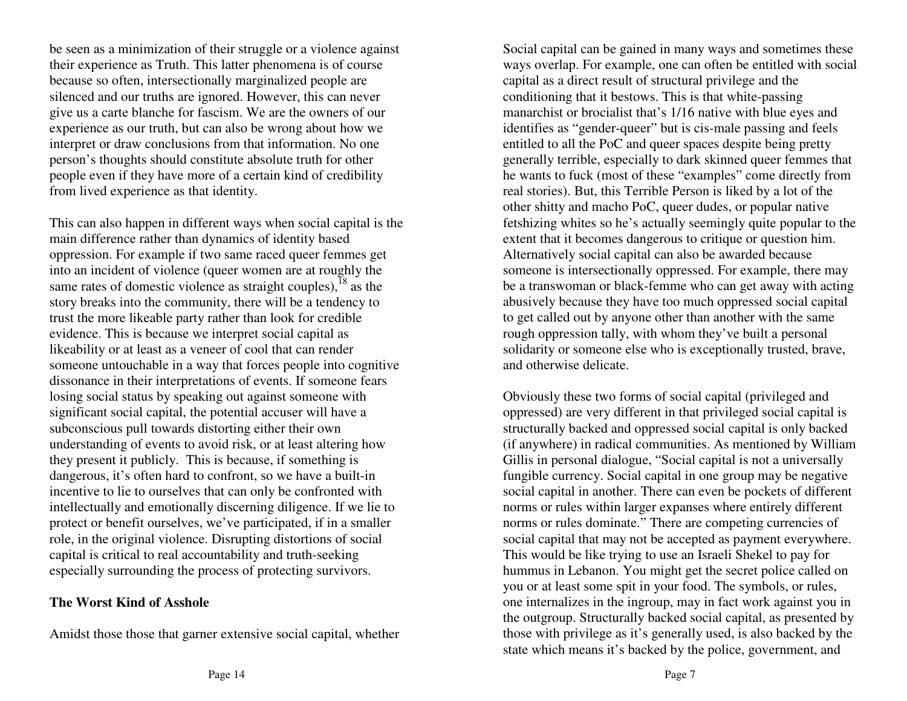be seen as a minimization of their struggle or a violence against their experience as Truth. This latter phenomena is of course because so often, intersectionally marginalized people are silenced and our truths are ignored. However, this can never give us a carte blanche for fascism. We are the owners of our experience as our truth, but can also be wrong about how we interpret or draw conclusions from that information. No one person's thoughts should constitute absolute truth for other people even if they have more of a certain kind of credibility from lived experience as that identity.

This can also happen in different ways when social capital is the main difference rather than dynamics of identity based oppression. For example if two same raced queer femmes get into an incident of violence (queer women are at roughly the same rates of domestic violence as straight couples),[18] as the story breaks into the community, there will be a tendency to trust the more likeable party rather than look for credible evidence. This is because we interpret social capital as likeability or at least as a veneer of cool that can render someone untouchable in a way that forces people into cognitive dissonance in their interpretations of events. If someone fears losing social status by speaking out against someone with significant social capital, the potential accuser will have a subconscious pull towards distorting either their own understanding of events to avoid risk, or at least altering how they present it publicly. This is because, if something is dangerous, it's often hard to confront, so we have a built-in incentive to lie to ourselves that can only be confronted with intellectually and emotionally discerning diligence. If we lie to protect or benefit ourselves, we've participated, if in a smaller role, in the original violence. Disrupting distortions of social capital is critical to real accountability and truth-seeking especially surrounding the process of protecting survivors.

**The Worst Kind of Asshole**

Amidst those those that garner extensive social capital, whether

Social capital can be gained in many ways and sometimes these ways overlap. For example, one can often be entitled with social capital as a direct result of structural privilege and the conditioning that it bestows. This is that white-passing manarchist or brocialist that's 1/16 native with blue eyes and identifies as "gender-queer" but is cis-male passing and feels entitled to all the PoC and queer spaces despite being pretty generally terrible, especially to dark skinned queer femmes that he wants to fuck (most of these "examples" come directly from real stories). But, this Terrible Person is liked by a lot of the other shitty and macho PoC, queer dudes, or popular native fetshizing whites so he's actually seemingly quite popular to the extent that it becomes dangerous to critique or question him. Alternatively social capital can also be awarded because someone is intersectionally oppressed. For example, there may be a transwoman or black-femme who can get away with acting abusively because they have too much oppressed social capital to get called out by anyone other than another with the same rough oppression tally, with whom they've built a personal solidarity or someone else who is exceptionally trusted, brave, and otherwise delicate.

Obviously these two forms of social capital (privileged and oppressed) are very different in that privileged social capital is structurally backed and oppressed social capital is only backed (if anywhere) in radical communities. As mentioned by William Gillis in personal dialogue, "Social capital is not a universally fungible currency. Social capital in one group may be negative social capital in another. There can even be pockets of different norms or rules within larger expanses where entirely different norms or rules dominate." There are competing currencies of social capital that may not be accepted as payment everywhere. This would be like trying to use an Israeli Shekel to pay for hummus in Lebanon. You might get the secret police called on you or at least some spit in your food. The symbols, or rules, one internalizes in the ingroup, may in fact work against you in the outgroup. Structurally backed social capital, as presented by those with privilege as it's generally used, is also backed by the state which means it's backed by the police, government, and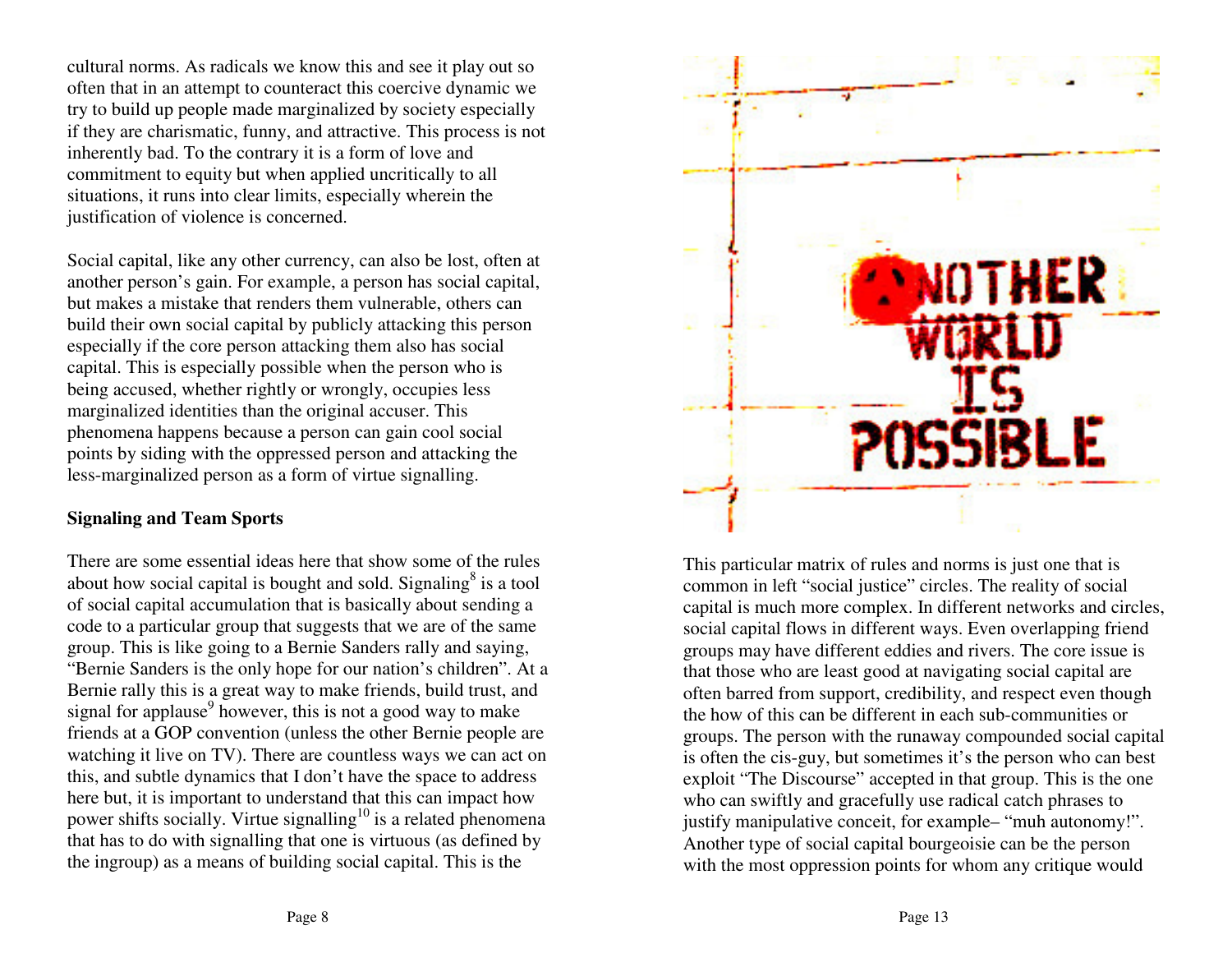cultural norms. As radicals we know this and see it play out so often that in an attempt to counteract this coercive dynamic we try to build up people made marginalized by society especially if they are charismatic, funny, and attractive. This process is not inherently bad. To the contrary it is a form of love and commitment to equity but when applied uncritically to all situations, it runs into clear limits, especially wherein the justification of violence is concerned.

Social capital, like any other currency, can also be lost, often at another person's gain. For example, a person has social capital, but makes a mistake that renders them vulnerable, others can build their own social capital by publicly attacking this person especially if the core person attacking them also has social capital. This is especially possible when the person who is being accused, whether rightly or wrongly, occupies less marginalized identities than the original accuser. This phenomena happens because a person can gain cool social points by siding with the oppressed person and attacking the less-marginalized person as a form of virtue signalling.

**Signaling and Team Sports**

There are some essential ideas here that show some of the rules about how social capital is bought and sold. Signaling[8] is a tool of social capital accumulation that is basically about sending a code to a particular group that suggests that we are of the same group. This is like going to a Bernie Sanders rally and saying, "Bernie Sanders is the only hope for our nation's children". At a Bernie rally this is a great way to make friends, build trust, and signal for applause[9] however, this is not a good way to make friends at a GOP convention (unless the other Bernie people are watching it live on TV). There are countless ways we can act on this, and subtle dynamics that I don't have the space to address here but, it is important to understand that this can impact how power shifts socially. Virtue signalling[10] is a related phenomena that has to do with signalling that one is virtuous (as defined by the ingroup) as a means of building social capital. This is the

ANOTHER WORLD IS POSSIBLE

This particular matrix of rules and norms is just one that is common in left "social justice" circles. The reality of social capital is much more complex. In different networks and circles, social capital flows in different ways. Even overlapping friend groups may have different eddies and rivers. The core issue is that those who are least good at navigating social capital are often barred from support, credibility, and respect even though the how of this can be different in each sub-communities or groups. The person with the runaway compounded social capital is often the cis-guy, but sometimes it's the person who can best exploit "The Discourse" accepted in that group. This is the one who can swiftly and gracefully use radical catch phrases to justify manipulative conceit, for example– "muh autonomy!". Another type of social capital bourgeoisie can be the person with the most oppression points for whom any critique would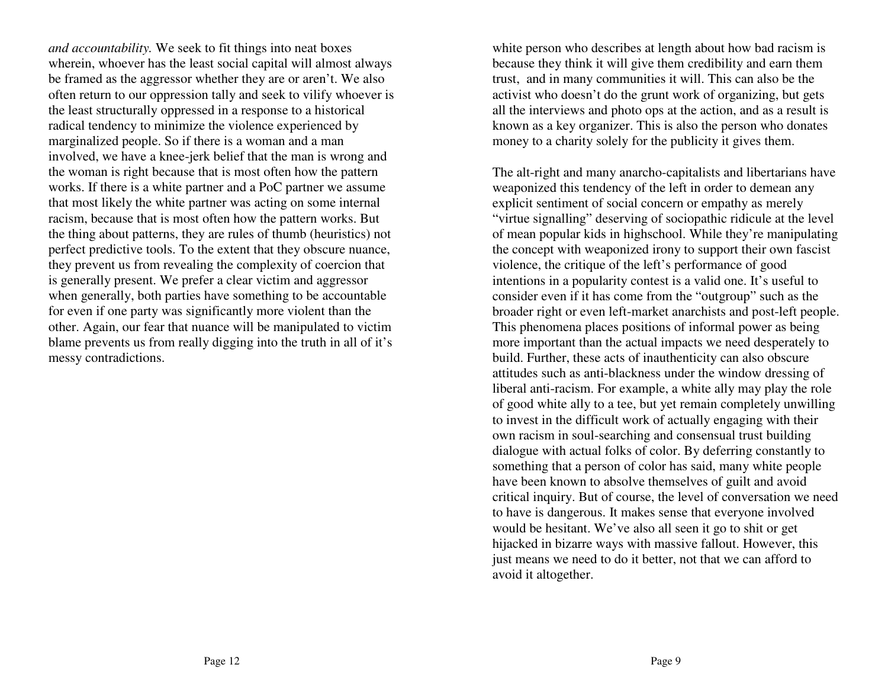*and accountability.* We seek to fit things into neat boxes wherein, whoever has the least social capital will almost always be framed as the aggressor whether they are or aren't. We also often return to our oppression tally and seek to vilify whoever is the least structurally oppressed in a response to a historical radical tendency to minimize the violence experienced by marginalized people. So if there is a woman and a man involved, we have a knee-jerk belief that the man is wrong and the woman is right because that is most often how the pattern works. If there is a white partner and a PoC partner we assume that most likely the white partner was acting on some internal racism, because that is most often how the pattern works. But the thing about patterns, they are rules of thumb (heuristics) not perfect predictive tools. To the extent that they obscure nuance, they prevent us from revealing the complexity of coercion that is generally present. We prefer a clear victim and aggressor when generally, both parties have something to be accountable for even if one party was significantly more violent than the other. Again, our fear that nuance will be manipulated to victim blame prevents us from really digging into the truth in all of it's messy contradictions.

white person who describes at length about how bad racism is because they think it will give them credibility and earn them trust, and in many communities it will. This can also be the activist who doesn't do the grunt work of organizing, but gets all the interviews and photo ops at the action, and as a result is known as a key organizer. This is also the person who donates money to a charity solely for the publicity it gives them.

The alt-right and many anarcho-capitalists and libertarians have weaponized this tendency of the left in order to demean any explicit sentiment of social concern or empathy as merely "virtue signalling" deserving of sociopathic ridicule at the level of mean popular kids in highschool. While they're manipulating the concept with weaponized irony to support their own fascist violence, the critique of the left's performance of good intentions in a popularity contest is a valid one. It's useful to consider even if it has come from the "outgroup" such as the broader right or even left-market anarchists and post-left people. This phenomena places positions of informal power as being more important than the actual impacts we need desperately to build. Further, these acts of inauthenticity can also obscure attitudes such as anti-blackness under the window dressing of liberal anti-racism. For example, a white ally may play the role of good white ally to a tee, but yet remain completely unwilling to invest in the difficult work of actually engaging with their own racism in soul-searching and consensual trust building dialogue with actual folks of color. By deferring constantly to something that a person of color has said, many white people have been known to absolve themselves of guilt and avoid critical inquiry. But of course, the level of conversation we need to have is dangerous. It makes sense that everyone involved would be hesitant. We've also all seen it go to shit or get hijacked in bizarre ways with massive fallout. However, this just means we need to do it better, not that we can afford to avoid it altogether.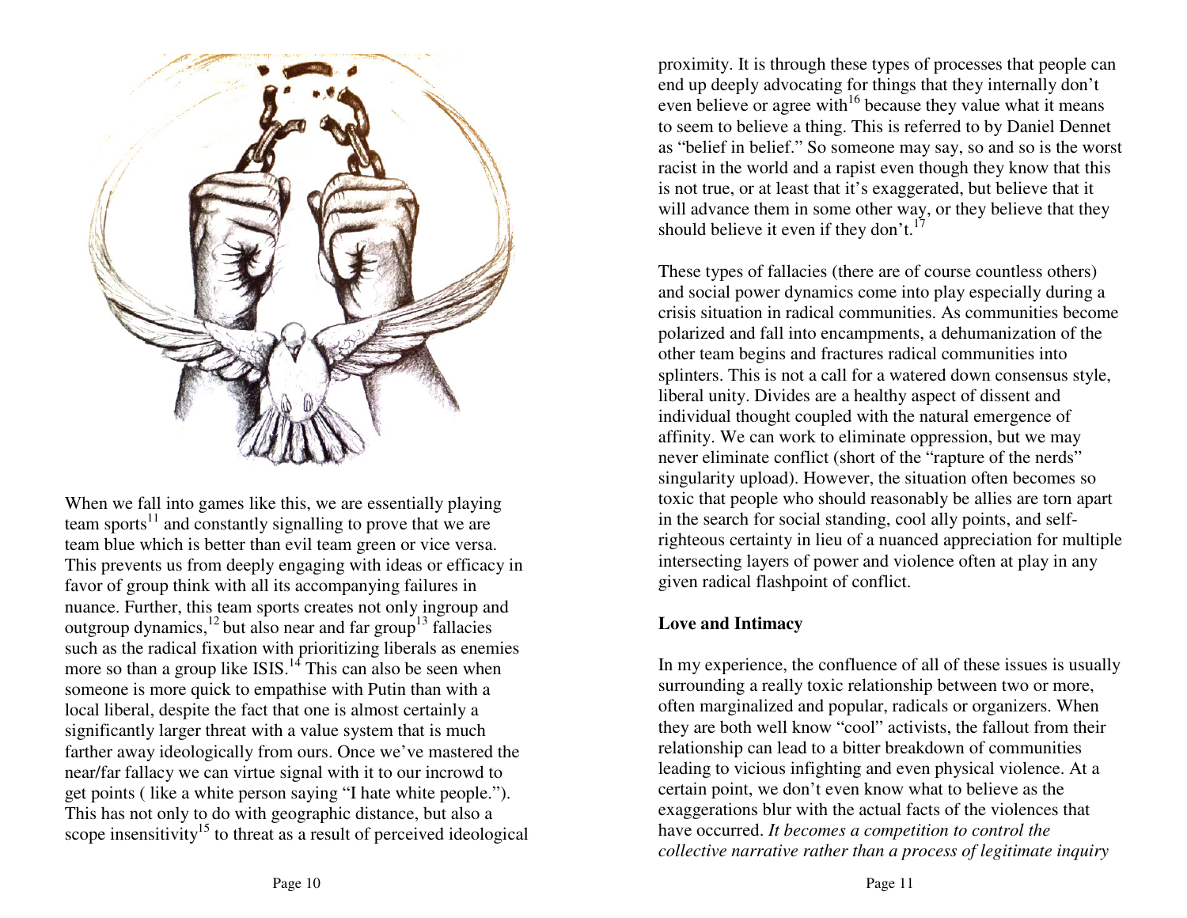When we fall into games like this, we are essentially playing team sports[11] and constantly signalling to prove that we are team blue which is better than evil team green or vice versa. This prevents us from deeply engaging with ideas or efficacy in favor of group think with all its accompanying failures in nuance. Further, this team sports creates not only ingroup and outgroup dynamics,[12] but also near and far group[13] fallacies such as the radical fixation with prioritizing liberals as enemies more so than a group like ISIS.[14] This can also be seen when someone is more quick to empathise with Putin than with a local liberal, despite the fact that one is almost certainly a significantly larger threat with a value system that is much farther away ideologically from ours. Once we've mastered the near/far fallacy we can virtue signal with it to our incrowd to get points ( like a white person saying "I hate white people."). This has not only to do with geographic distance, but also a scope insensitivity[15] to threat as a result of perceived ideological proximity. It is through these types of processes that people can end up deeply advocating for things that they internally don't even believe or agree with[16] because they value what it means to seem to believe a thing. This is referred to by Daniel Dennet as "belief in belief." So someone may say, so and so is the worst racist in the world and a rapist even though they know that this is not true, or at least that it's exaggerated, but believe that it will advance them in some other way, or they believe that they should believe it even if they don't.[17]

These types of fallacies (there are of course countless others) and social power dynamics come into play especially during a crisis situation in radical communities. As communities become polarized and fall into encampments, a dehumanization of the other team begins and fractures radical communities into splinters. This is not a call for a watered down consensus style, liberal unity. Divides are a healthy aspect of dissent and individual thought coupled with the natural emergence of affinity. We can work to eliminate oppression, but we may never eliminate conflict (short of the "rapture of the nerds" singularity upload). However, the situation often becomes so toxic that people who should reasonably be allies are torn apart in the search for social standing, cool ally points, and self-righteous certainty in lieu of a nuanced appreciation for multiple intersecting layers of power and violence often at play in any given radical flashpoint of conflict.

**Love and Intimacy**

In my experience, the confluence of all of these issues is usually surrounding a really toxic relationship between two or more, often marginalized and popular, radicals or organizers. When they are both well know "cool" activists, the fallout from their relationship can lead to a bitter breakdown of communities leading to vicious infighting and even physical violence. At a certain point, we don't even know what to believe as the exaggerations blur with the actual facts of the violences that have occurred. *It becomes a competition to control the collective narrative rather than a process of legitimate inquiry*